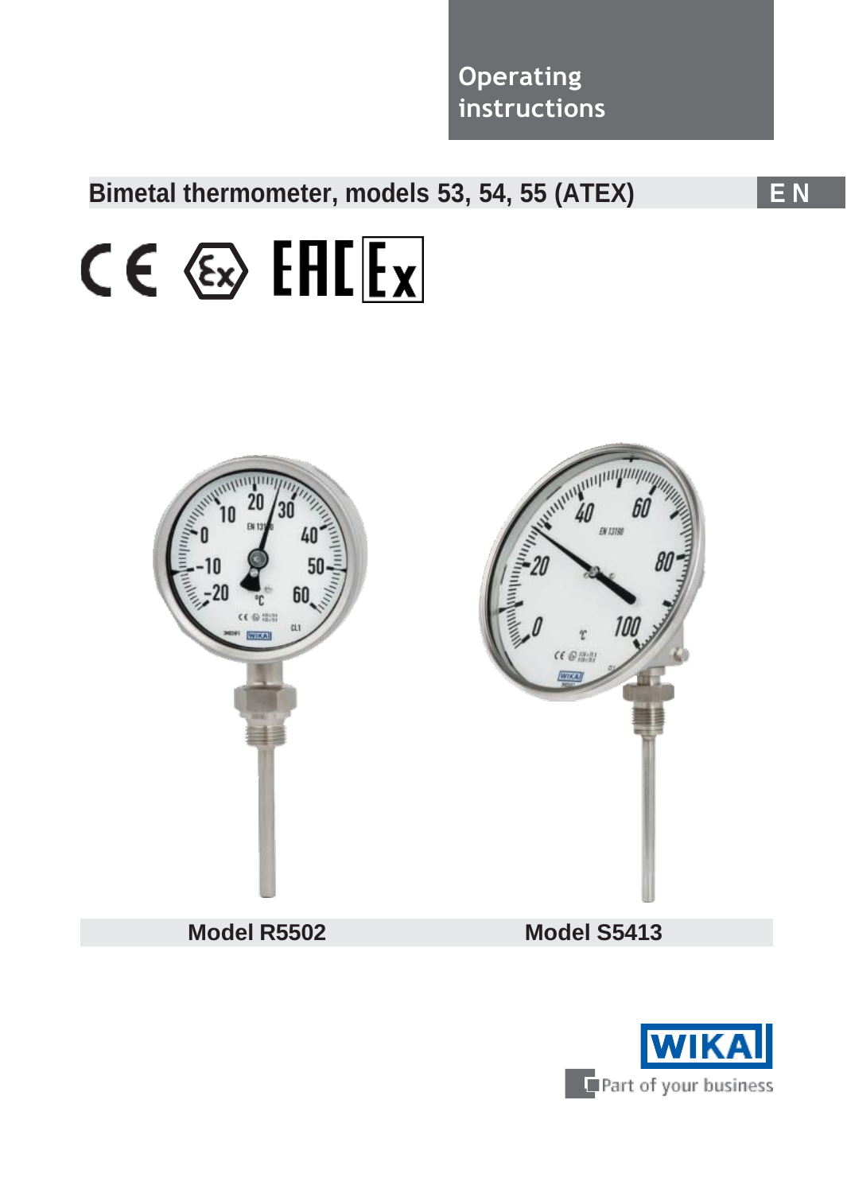Operating instructions

# Bimetal thermometer, models 53, 54, 55 (ATEX)

EN

Model R5502

Model S5413

WIKA

Part of your business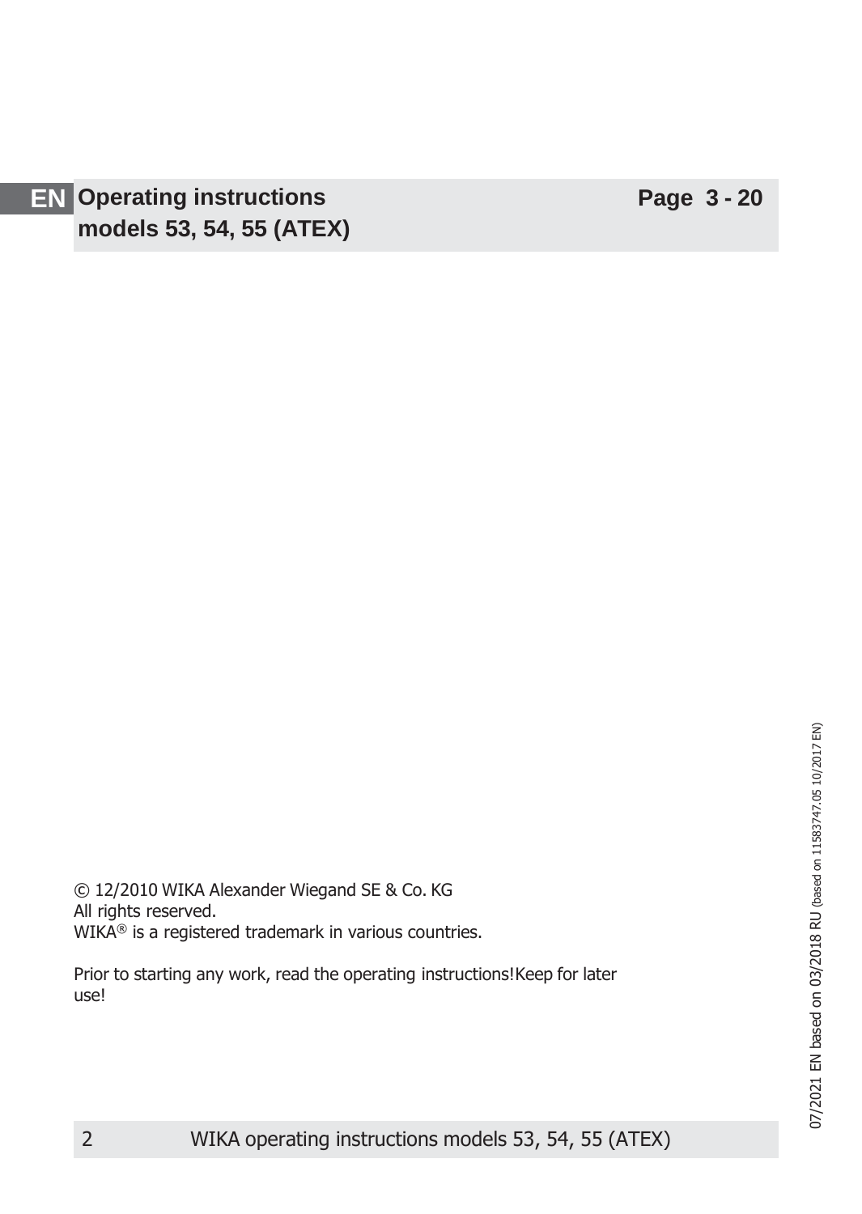| EN | Operating instructions models 53, 54, 55 (ATEX) | Page 3 - 20 |
| --- | --- | --- |

© 12/2010 WIKA Alexander Wiegand SE & Co. KG
All rights reserved.
WIKA® is a registered trademark in various countries.

Prior to starting any work, read the operating instructions! Keep for later use!

07/2021 EN based on 03/2018 RU (based on 11583747.05 10/2017 EN)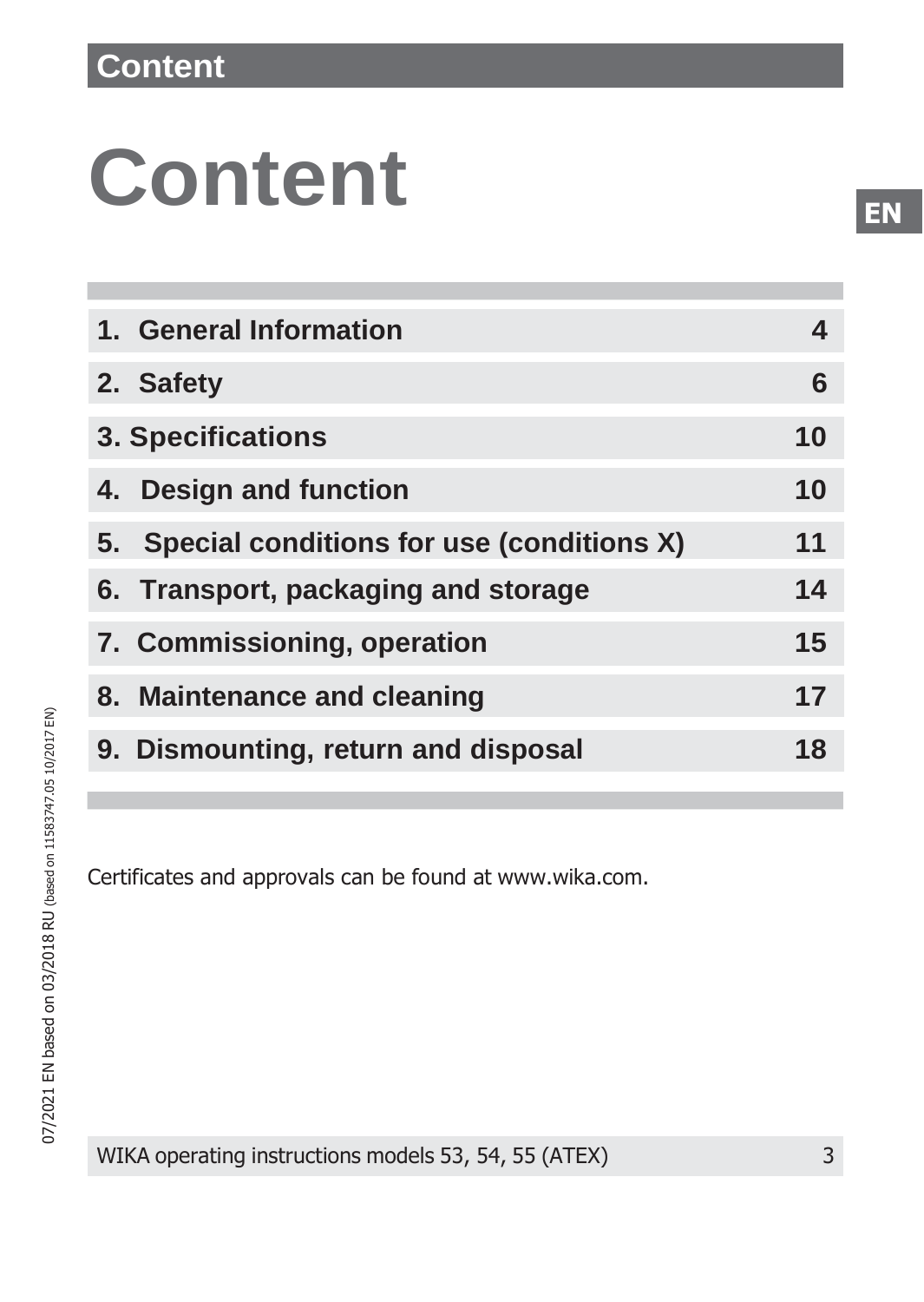# Content

| | |
|---|---|
| 1. General Information | 4 |
| 2. Safety | 6 |
| 3. Specifications | 10 |
| 4. Design and function | 10 |
| 5. Special conditions for use (conditions X) | 11 |
| 6. Transport, packaging and storage | 14 |
| 7. Commissioning, operation | 15 |
| 8. Maintenance and cleaning | 17 |
| 9. Dismounting, return and disposal | 18 |

Certificates and approvals can be found at www.wika.com.

07/2021 EN based on 03/2018 RU (based on 11583747.05 10/2017 EN)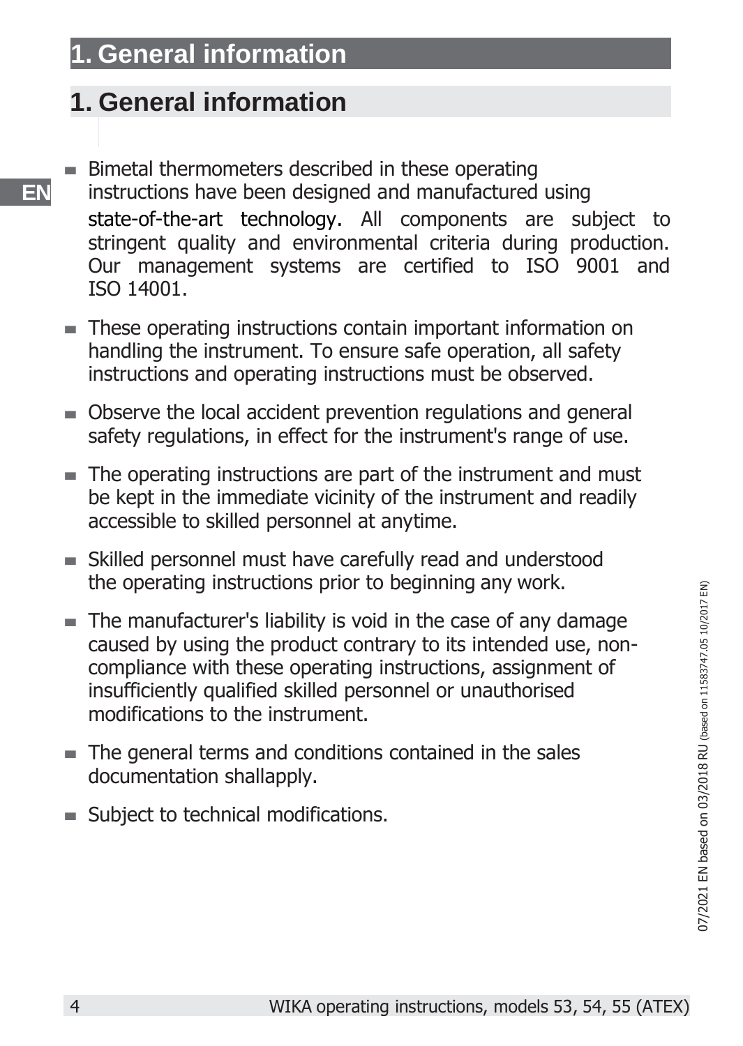# 1. General information

## 1. General information

- Bimetal thermometers described in these operating instructions have been designed and manufactured using state-of-the-art technology. All components are subject to stringent quality and environmental criteria during production. Our management systems are certified to ISO 9001 and ISO 14001.
- These operating instructions contain important information on handling the instrument. To ensure safe operation, all safety instructions and operating instructions must be observed.
- Observe the local accident prevention regulations and general safety regulations, in effect for the instrument's range of use.
- The operating instructions are part of the instrument and must be kept in the immediate vicinity of the instrument and readily accessible to skilled personnel at anytime.
- Skilled personnel must have carefully read and understood the operating instructions prior to beginning any work.
- The manufacturer's liability is void in the case of any damage caused by using the product contrary to its intended use, non-compliance with these operating instructions, assignment of insufficiently qualified skilled personnel or unauthorised modifications to the instrument.
- The general terms and conditions contained in the sales documentation shallapply.
- Subject to technical modifications.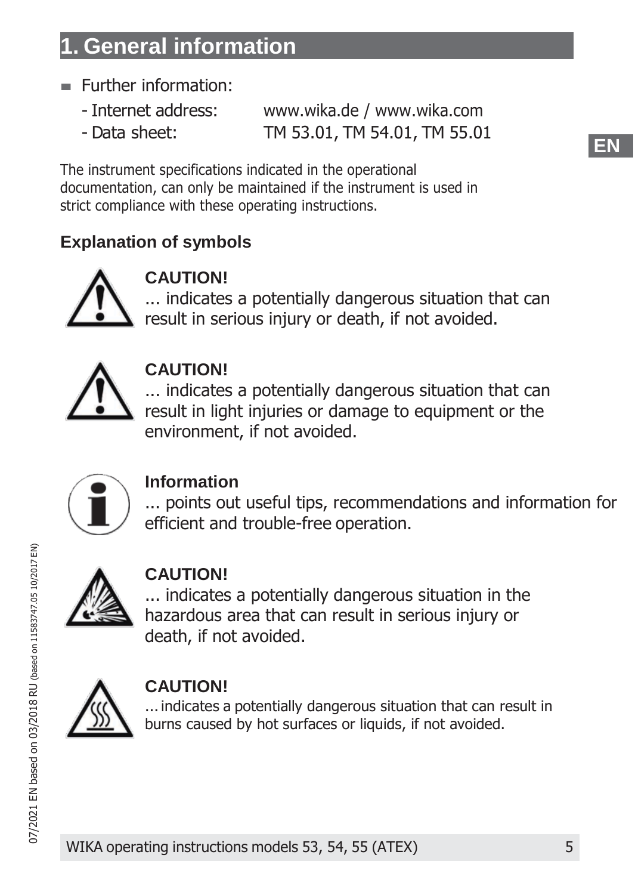# 1. General information

- Further information:
  - Internet address: www.wika.de / www.wika.com
  - Data sheet: TM 53.01, TM 54.01, TM 55.01

The instrument specifications indicated in the operational documentation, can only be maintained if the instrument is used in strict compliance with these operating instructions.

### Explanation of symbols

**CAUTION!**
... indicates a potentially dangerous situation that can result in serious injury or death, if not avoided.

**CAUTION!**
... indicates a potentially dangerous situation that can result in light injuries or damage to equipment or the environment, if not avoided.

**Information**
... points out useful tips, recommendations and information for efficient and trouble-free operation.

**CAUTION!**
... indicates a potentially dangerous situation in the hazardous area that can result in serious injury or death, if not avoided.

**CAUTION!**
... indicates a potentially dangerous situation that can result in burns caused by hot surfaces or liquids, if not avoided.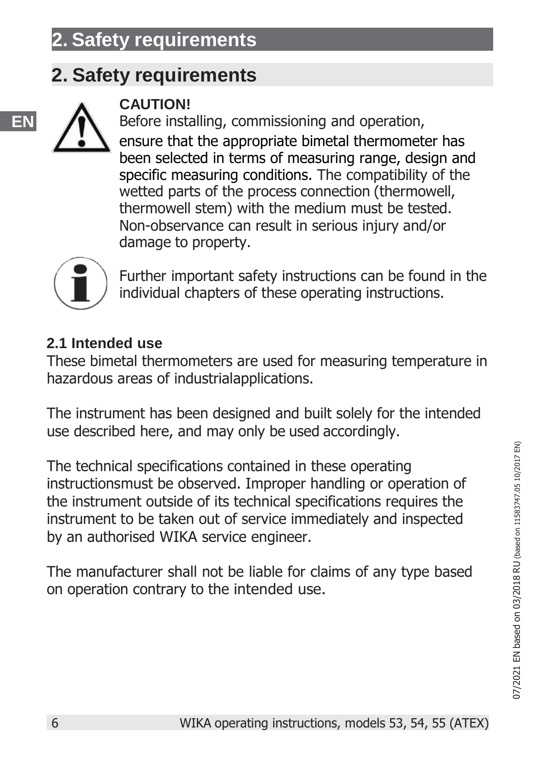## 2. Safety requirements

**CAUTION!**
Before installing, commissioning and operation, ensure that the appropriate bimetal thermometer has been selected in terms of measuring range, design and specific measuring conditions. The compatibility of the wetted parts of the process connection (thermowell, thermowell stem) with the medium must be tested. Non-observance can result in serious injury and/or damage to property.

Further important safety instructions can be found in the individual chapters of these operating instructions.

### 2.1 Intended use

These bimetal thermometers are used for measuring temperature in hazardous areas of industrialapplications.

The instrument has been designed and built solely for the intended use described here, and may only be used accordingly.

The technical specifications contained in these operating instructionsmust be observed. Improper handling or operation of the instrument outside of its technical specifications requires the instrument to be taken out of service immediately and inspected by an authorised WIKA service engineer.

The manufacturer shall not be liable for claims of any type based on operation contrary to the intended use.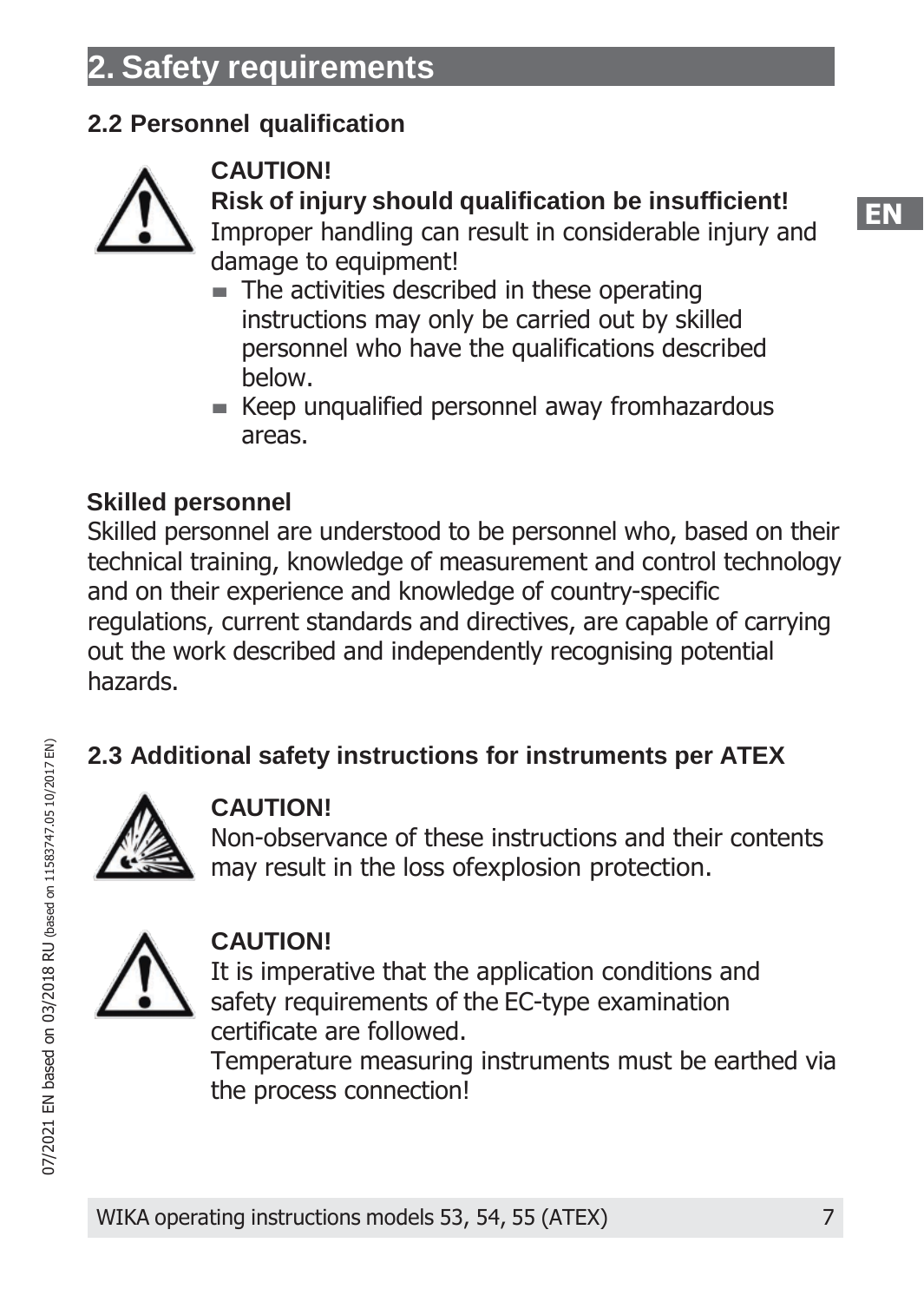# 2. Safety requirements

## 2.2 Personnel qualification

**CAUTION!**

**Risk of injury should qualification be insufficient!**

Improper handling can result in considerable injury and damage to equipment!

- The activities described in these operating instructions may only be carried out by skilled personnel who have the qualifications described below.
- Keep unqualified personnel away fromhazardous areas.

**Skilled personnel**

Skilled personnel are understood to be personnel who, based on their technical training, knowledge of measurement and control technology and on their experience and knowledge of country-specific regulations, current standards and directives, are capable of carrying out the work described and independently recognising potential hazards.

## 2.3 Additional safety instructions for instruments per ATEX

**CAUTION!**

Non-observance of these instructions and their contents may result in the loss ofexplosion protection.

**CAUTION!**

It is imperative that the application conditions and safety requirements of the EC-type examination certificate are followed.

Temperature measuring instruments must be earthed via the process connection!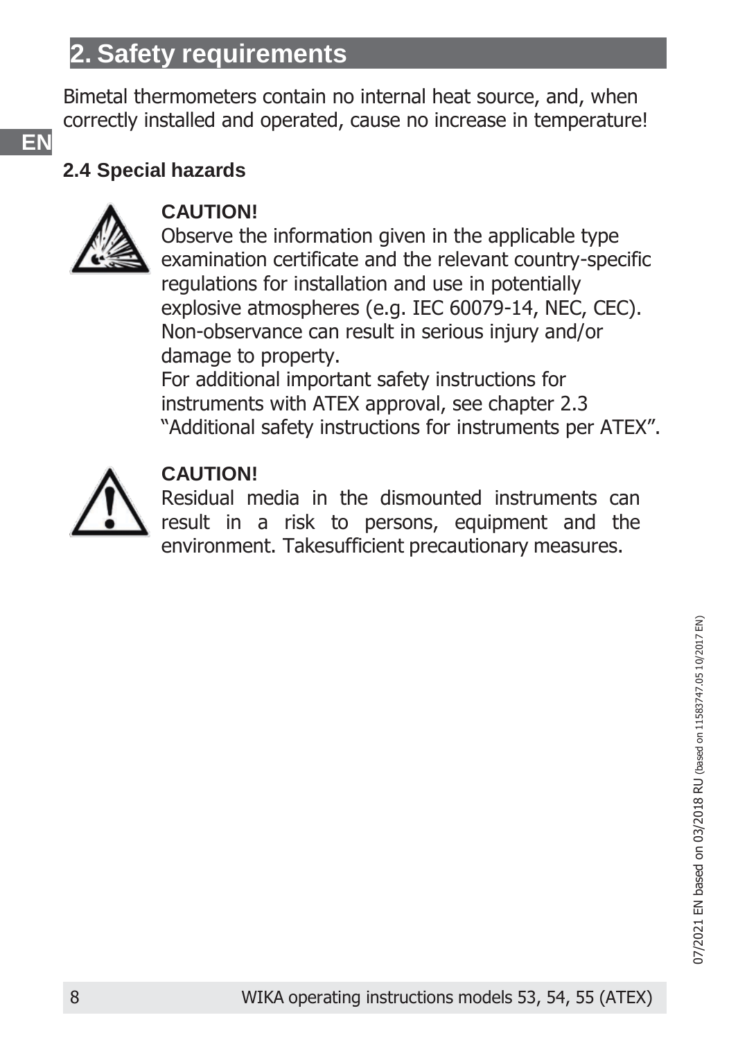## 2. Safety requirements

Bimetal thermometers contain no internal heat source, and, when correctly installed and operated, cause no increase in temperature!

### 2.4 Special hazards

**CAUTION!**
Observe the information given in the applicable type examination certificate and the relevant country-specific regulations for installation and use in potentially explosive atmospheres (e.g. IEC 60079-14, NEC, CEC). Non-observance can result in serious injury and/or damage to property.
For additional important safety instructions for instruments with ATEX approval, see chapter 2.3 "Additional safety instructions for instruments per ATEX".

**CAUTION!**
Residual media in the dismounted instruments can result in a risk to persons, equipment and the environment. Takesufficient precautionary measures.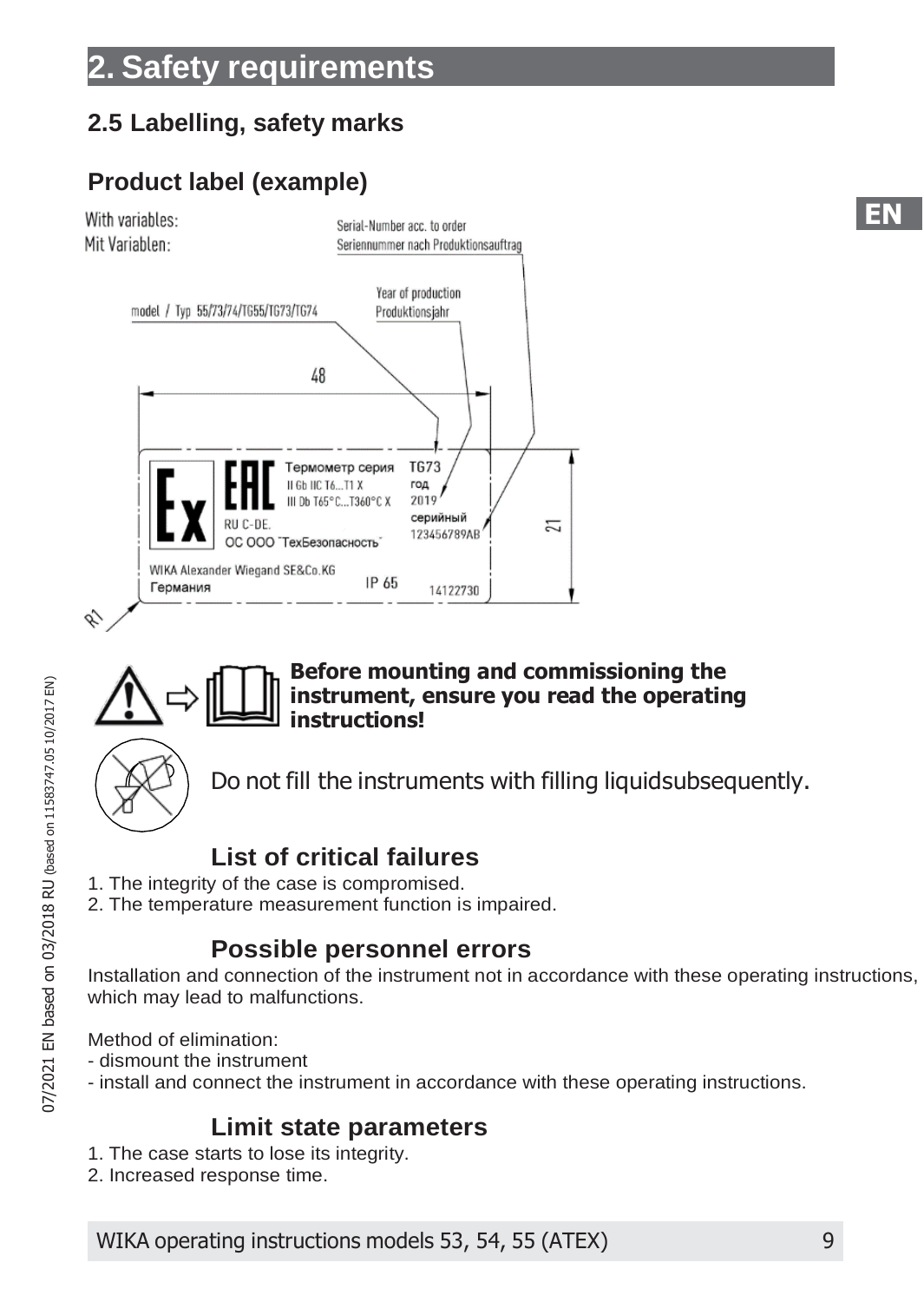# 2. Safety requirements

## 2.5 Labelling, safety marks

### Product label (example)

With variables:
Mit Variablen:

Serial-Number acc. to order
Seriennummer nach Produktionsauftrag

model / Typ 55/73/74/TG55/TG73/TG74

Year of production
Produktionsjahr

48

21

R1

Ex EAC Термометр серия TG73
II Gb IIC T6...T1 X
III Db T65°C...T360°C X
год 2019
серийный 123456789AB
RU C-DE.
ОС ООО "ТехБезопасность"
WIKA Alexander Wiegand SE&Co.KG
Германия
IP 65
14122730

**Before mounting and commissioning the instrument, ensure you read the operating instructions!**

Do not fill the instruments with filling liquidsubsequently.

### List of critical failures

1. The integrity of the case is compromised.
2. The temperature measurement function is impaired.

### Possible personnel errors

Installation and connection of the instrument not in accordance with these operating instructions, which may lead to malfunctions.

Method of elimination:
- dismount the instrument
- install and connect the instrument in accordance with these operating instructions.

### Limit state parameters

1. The case starts to lose its integrity.
2. Increased response time.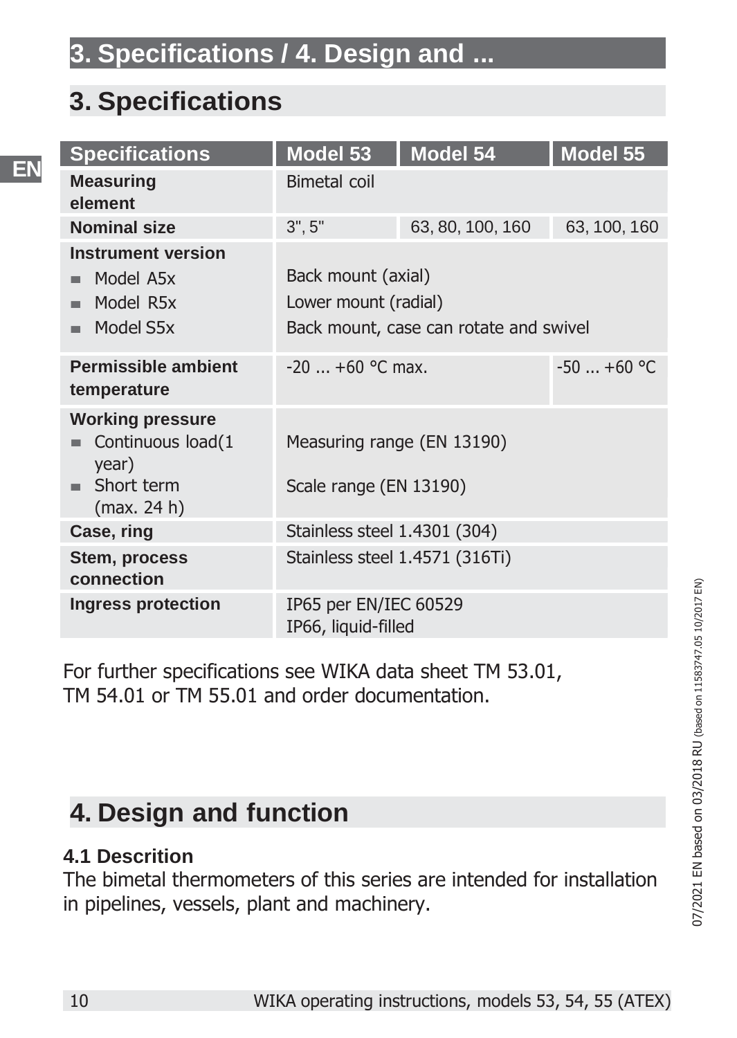# 3. Specifications

| Specifications | Model 53 | Model 54 | Model 55 |
|---|---|---|---|
| **Measuring element** | Bimetal coil | | |
| **Nominal size** | 3", 5" | 63, 80, 100, 160 | 63, 100, 160 |
| **Instrument version** | | | |
| ■ Model A5x | Back mount (axial) | | |
| ■ Model R5x | Lower mount (radial) | | |
| ■ Model S5x | Back mount, case can rotate and swivel | | |
| **Permissible ambient temperature** | -20 ... +60 °C max. | | -50 ... +60 °C |
| **Working pressure** | | | |
| ■ Continuous load(1 year) | Measuring range (EN 13190) | | |
| ■ Short term (max. 24 h) | Scale range (EN 13190) | | |
| **Case, ring** | Stainless steel 1.4301 (304) | | |
| **Stem, process connection** | Stainless steel 1.4571 (316Ti) | | |
| **Ingress protection** | IP65 per EN/IEC 60529<br>IP66, liquid-filled | | |

For further specifications see WIKA data sheet TM 53.01, TM 54.01 or TM 55.01 and order documentation.

# 4. Design and function

### 4.1 Descrition

The bimetal thermometers of this series are intended for installation in pipelines, vessels, plant and machinery.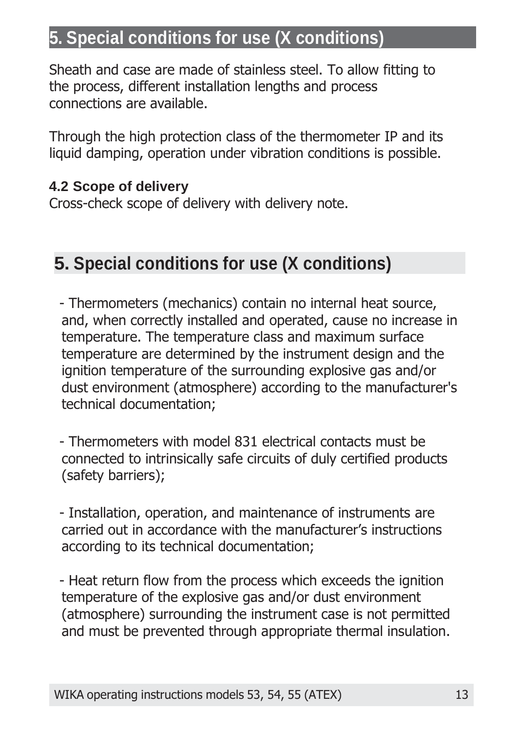# 5. Special conditions for use (X conditions)

Sheath and case are made of stainless steel. To allow fitting to the process, different installation lengths and process connections are available.

Through the high protection class of the thermometer IP and its liquid damping, operation under vibration conditions is possible.

**4.2 Scope of delivery**
Cross-check scope of delivery with delivery note.

# 5. Special conditions for use (X conditions)

- Thermometers (mechanics) contain no internal heat source, and, when correctly installed and operated, cause no increase in temperature. The temperature class and maximum surface temperature are determined by the instrument design and the ignition temperature of the surrounding explosive gas and/or dust environment (atmosphere) according to the manufacturer's technical documentation;

- Thermometers with model 831 electrical contacts must be connected to intrinsically safe circuits of duly certified products (safety barriers);

- Installation, operation, and maintenance of instruments are carried out in accordance with the manufacturer's instructions according to its technical documentation;

- Heat return flow from the process which exceeds the ignition temperature of the explosive gas and/or dust environment (atmosphere) surrounding the instrument case is not permitted and must be prevented through appropriate thermal insulation.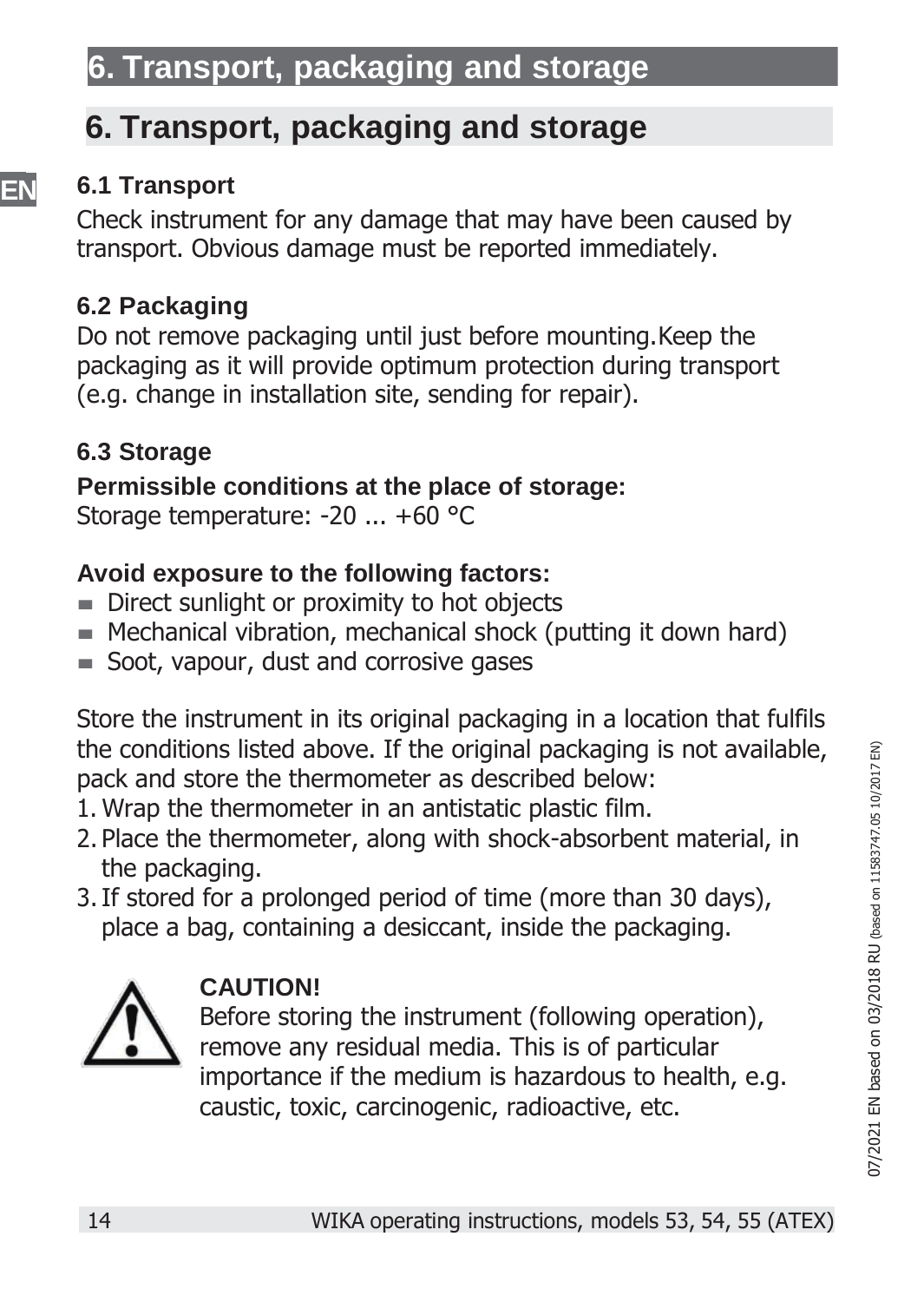## 6. Transport, packaging and storage

### 6.1 Transport

Check instrument for any damage that may have been caused by transport. Obvious damage must be reported immediately.

### 6.2 Packaging

Do not remove packaging until just before mounting.Keep the packaging as it will provide optimum protection during transport (e.g. change in installation site, sending for repair).

### 6.3 Storage

**Permissible conditions at the place of storage:**

Storage temperature: -20 ... +60 °C

**Avoid exposure to the following factors:**

- Direct sunlight or proximity to hot objects
- Mechanical vibration, mechanical shock (putting it down hard)
- Soot, vapour, dust and corrosive gases

Store the instrument in its original packaging in a location that fulfils the conditions listed above. If the original packaging is not available, pack and store the thermometer as described below:

1. Wrap the thermometer in an antistatic plastic film.
2. Place the thermometer, along with shock-absorbent material, in the packaging.
3. If stored for a prolonged period of time (more than 30 days), place a bag, containing a desiccant, inside the packaging.

**CAUTION!**

Before storing the instrument (following operation), remove any residual media. This is of particular importance if the medium is hazardous to health, e.g. caustic, toxic, carcinogenic, radioactive, etc.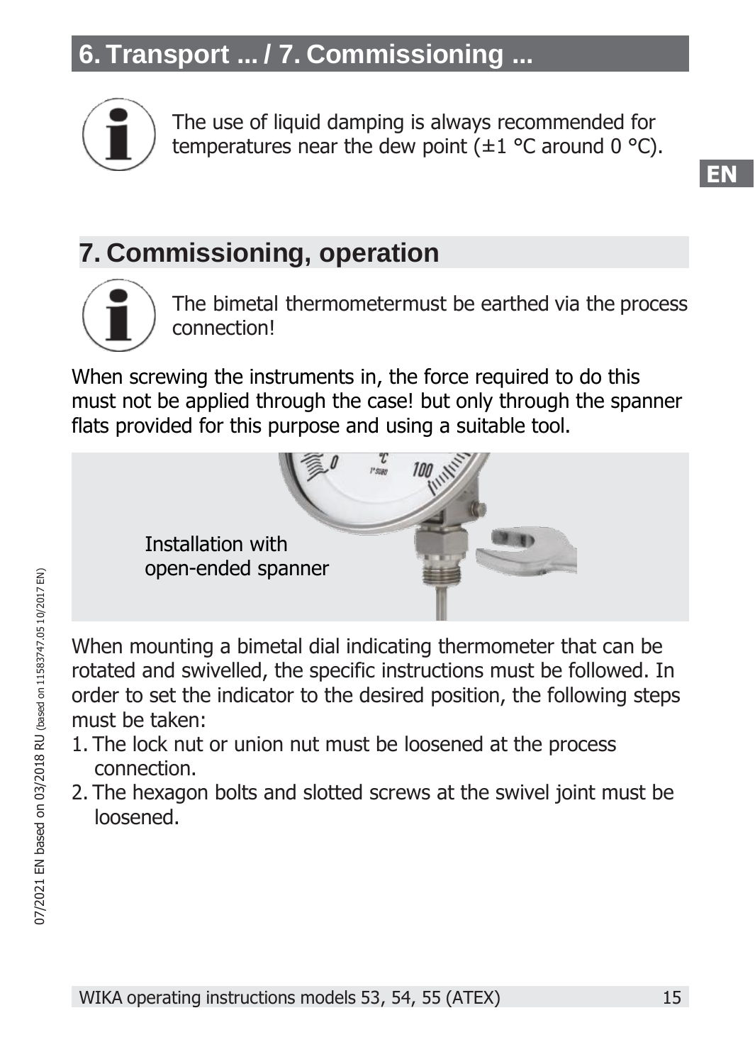The use of liquid damping is always recommended for temperatures near the dew point (±1 °C around 0 °C).

## 7. Commissioning, operation

The bimetal thermometermust be earthed via the process connection!

When screwing the instruments in, the force required to do this must not be applied through the case! but only through the spanner flats provided for this purpose and using a suitable tool.

Installation with open-ended spanner

When mounting a bimetal dial indicating thermometer that can be rotated and swivelled, the specific instructions must be followed. In order to set the indicator to the desired position, the following steps must be taken:

1. The lock nut or union nut must be loosened at the process connection.
2. The hexagon bolts and slotted screws at the swivel joint must be loosened.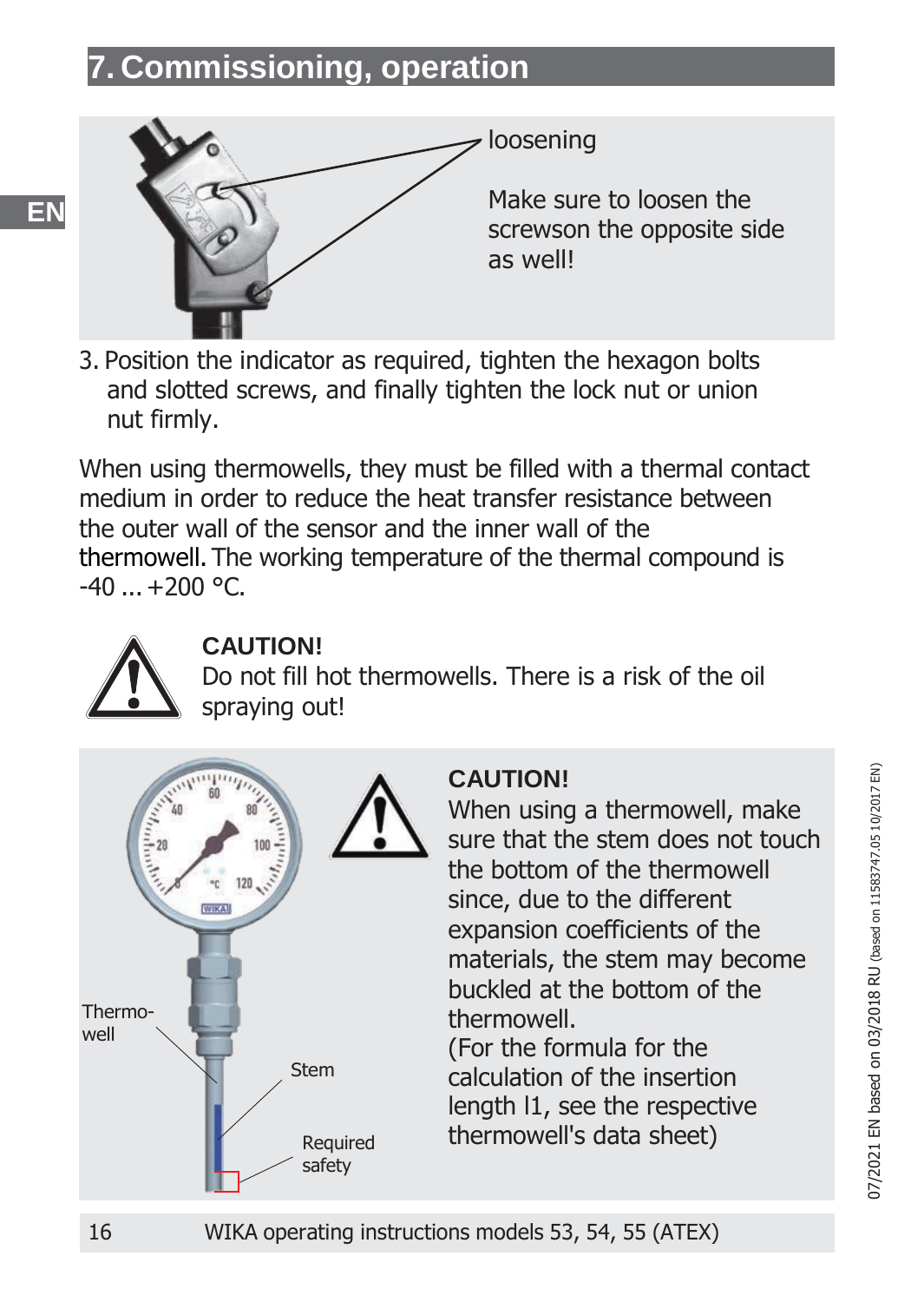## 7. Commissioning, operation

loosening

Make sure to loosen the screwson the opposite side as well!

3. Position the indicator as required, tighten the hexagon bolts and slotted screws, and finally tighten the lock nut or union nut firmly.

When using thermowells, they must be filled with a thermal contact medium in order to reduce the heat transfer resistance between the outer wall of the sensor and the inner wall of the thermowell. The working temperature of the thermal compound is -40 ... +200 °C.

**CAUTION!**
Do not fill hot thermowells. There is a risk of the oil spraying out!

Thermo-well

Stem

Required safety

**CAUTION!**
When using a thermowell, make sure that the stem does not touch the bottom of the thermowell since, due to the different expansion coefficients of the materials, the stem may become buckled at the bottom of the thermowell.
(For the formula for the calculation of the insertion length l1, see the respective thermowell's data sheet)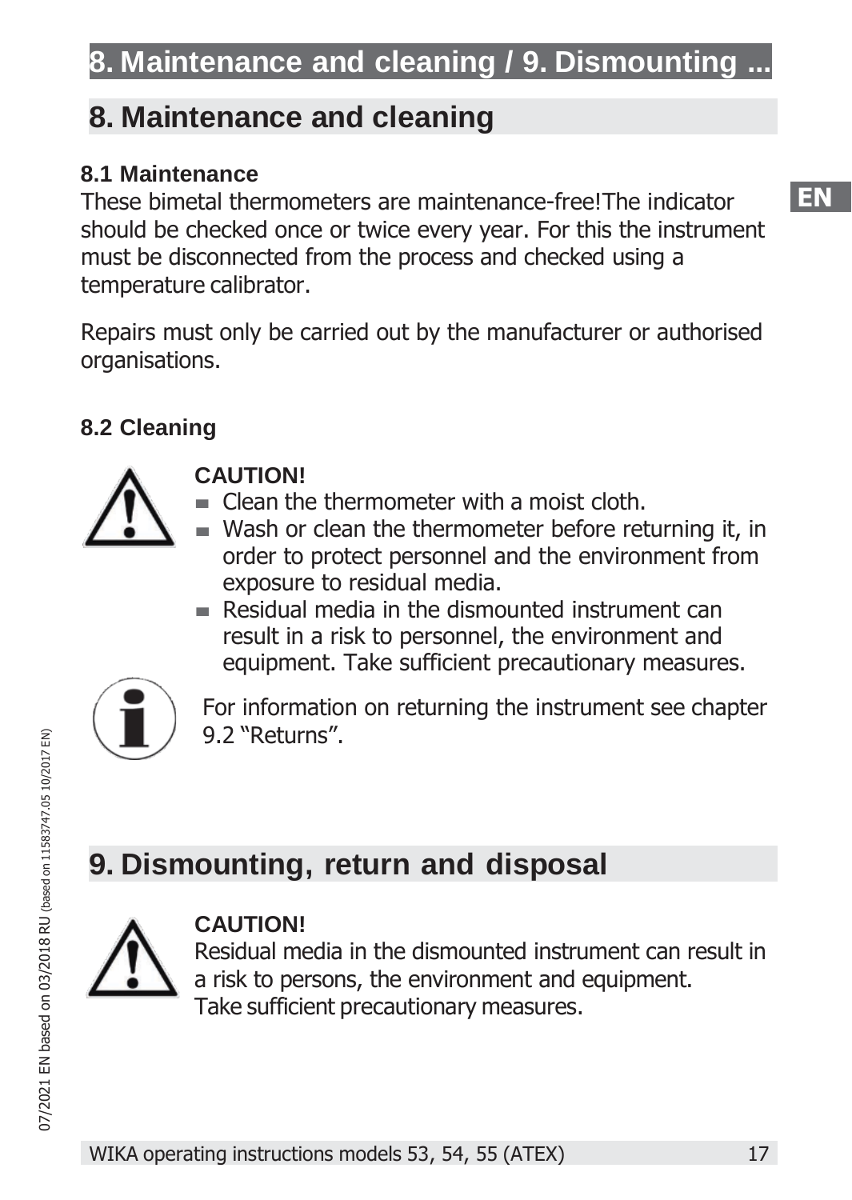# 8. Maintenance and cleaning

### 8.1 Maintenance

These bimetal thermometers are maintenance-free!The indicator should be checked once or twice every year. For this the instrument must be disconnected from the process and checked using a temperature calibrator.

Repairs must only be carried out by the manufacturer or authorised organisations.

### 8.2 Cleaning

**CAUTION!**

- Clean the thermometer with a moist cloth.
- Wash or clean the thermometer before returning it, in order to protect personnel and the environment from exposure to residual media.
- Residual media in the dismounted instrument can result in a risk to personnel, the environment and equipment. Take sufficient precautionary measures.

For information on returning the instrument see chapter 9.2 "Returns".

# 9. Dismounting, return and disposal

**CAUTION!**

Residual media in the dismounted instrument can result in a risk to persons, the environment and equipment. Take sufficient precautionary measures.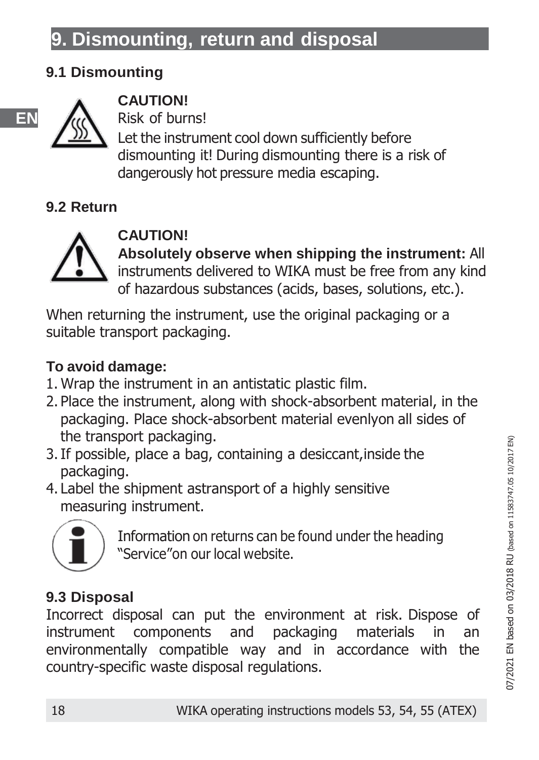# 9. Dismounting, return and disposal

## 9.1 Dismounting

**CAUTION!**
Risk of burns!
Let the instrument cool down sufficiently before dismounting it! During dismounting there is a risk of dangerously hot pressure media escaping.

## 9.2 Return

**CAUTION!**
**Absolutely observe when shipping the instrument:** All instruments delivered to WIKA must be free from any kind of hazardous substances (acids, bases, solutions, etc.).

When returning the instrument, use the original packaging or a suitable transport packaging.

**To avoid damage:**

1. Wrap the instrument in an antistatic plastic film.
2. Place the instrument, along with shock-absorbent material, in the packaging. Place shock-absorbent material evenlyon all sides of the transport packaging.
3. If possible, place a bag, containing a desiccant,inside the packaging.
4. Label the shipment astransport of a highly sensitive measuring instrument.

Information on returns can be found under the heading "Service"on our local website.

## 9.3 Disposal

Incorrect disposal can put the environment at risk. Dispose of instrument components and packaging materials in an environmentally compatible way and in accordance with the country-specific waste disposal regulations.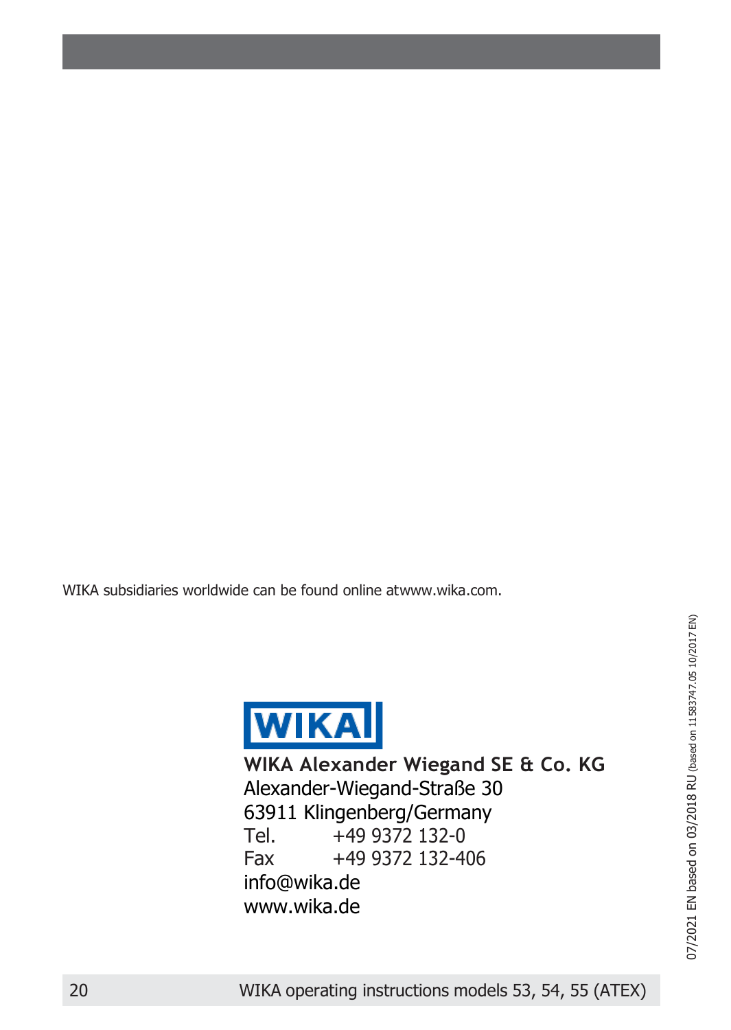WIKA subsidiaries worldwide can be found online atwww.wika.com.

WIKA

**WIKA Alexander Wiegand SE & Co. KG**
Alexander-Wiegand-Straße 30
63911 Klingenberg/Germany
Tel. +49 9372 132-0
Fax +49 9372 132-406
info@wika.de
www.wika.de

07/2021 EN based on 03/2018 RU (based on 11583747.05 10/2017 EN)